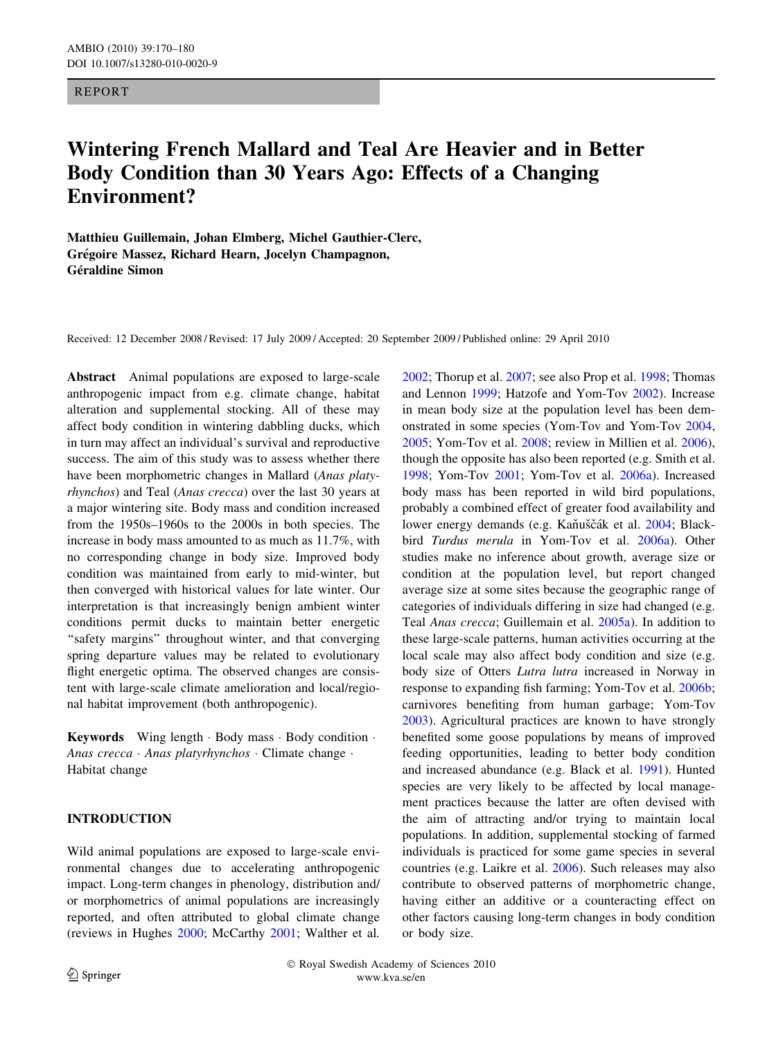REPORT

# Wintering French Mallard and Teal Are Heavier and in Better Body Condition than 30 Years Ago: Effects of a Changing Environment?

**Matthieu Guillemain, Johan Elmberg, Michel Gauthier-Clerc, Grégoire Massez, Richard Hearn, Jocelyn Champagnon, Géraldine Simon**

Received: 12 December 2008 / Revised: 17 July 2009 / Accepted: 20 September 2009 / Published online: 29 April 2010

**Abstract** Animal populations are exposed to large-scale anthropogenic impact from e.g. climate change, habitat alteration and supplemental stocking. All of these may affect body condition in wintering dabbling ducks, which in turn may affect an individual's survival and reproductive success. The aim of this study was to assess whether there have been morphometric changes in Mallard (*Anas platyrhynchos*) and Teal (*Anas crecca*) over the last 30 years at a major wintering site. Body mass and condition increased from the 1950s–1960s to the 2000s in both species. The increase in body mass amounted to as much as 11.7%, with no corresponding change in body size. Improved body condition was maintained from early to mid-winter, but then converged with historical values for late winter. Our interpretation is that increasingly benign ambient winter conditions permit ducks to maintain better energetic "safety margins" throughout winter, and that converging spring departure values may be related to evolutionary flight energetic optima. The observed changes are consistent with large-scale climate amelioration and local/regional habitat improvement (both anthropogenic).

**Keywords** Wing length · Body mass · Body condition · *Anas crecca* · *Anas platyrhynchos* · Climate change · Habitat change

## INTRODUCTION

Wild animal populations are exposed to large-scale environmental changes due to accelerating anthropogenic impact. Long-term changes in phenology, distribution and/or morphometrics of animal populations are increasingly reported, and often attributed to global climate change (reviews in Hughes 2000; McCarthy 2001; Walther et al. 2002; Thorup et al. 2007; see also Prop et al. 1998; Thomas and Lennon 1999; Hatzofe and Yom-Tov 2002). Increase in mean body size at the population level has been demonstrated in some species (Yom-Tov and Yom-Tov 2004, 2005; Yom-Tov et al. 2008; review in Millien et al. 2006), though the opposite has also been reported (e.g. Smith et al. 1998; Yom-Tov 2001; Yom-Tov et al. 2006a). Increased body mass has been reported in wild bird populations, probably a combined effect of greater food availability and lower energy demands (e.g. Kaňuščák et al. 2004; Blackbird *Turdus merula* in Yom-Tov et al. 2006a). Other studies make no inference about growth, average size or condition at the population level, but report changed average size at some sites because the geographic range of categories of individuals differing in size had changed (e.g. Teal *Anas crecca*; Guillemain et al. 2005a). In addition to these large-scale patterns, human activities occurring at the local scale may also affect body condition and size (e.g. body size of Otters *Lutra lutra* increased in Norway in response to expanding fish farming; Yom-Tov et al. 2006b; carnivores benefiting from human garbage; Yom-Tov 2003). Agricultural practices are known to have strongly benefited some goose populations by means of improved feeding opportunities, leading to better body condition and increased abundance (e.g. Black et al. 1991). Hunted species are very likely to be affected by local management practices because the latter are often devised with the aim of attracting and/or trying to maintain local populations. In addition, supplemental stocking of farmed individuals is practiced for some game species in several countries (e.g. Laikre et al. 2006). Such releases may also contribute to observed patterns of morphometric change, having either an additive or a counteracting effect on other factors causing long-term changes in body condition or body size.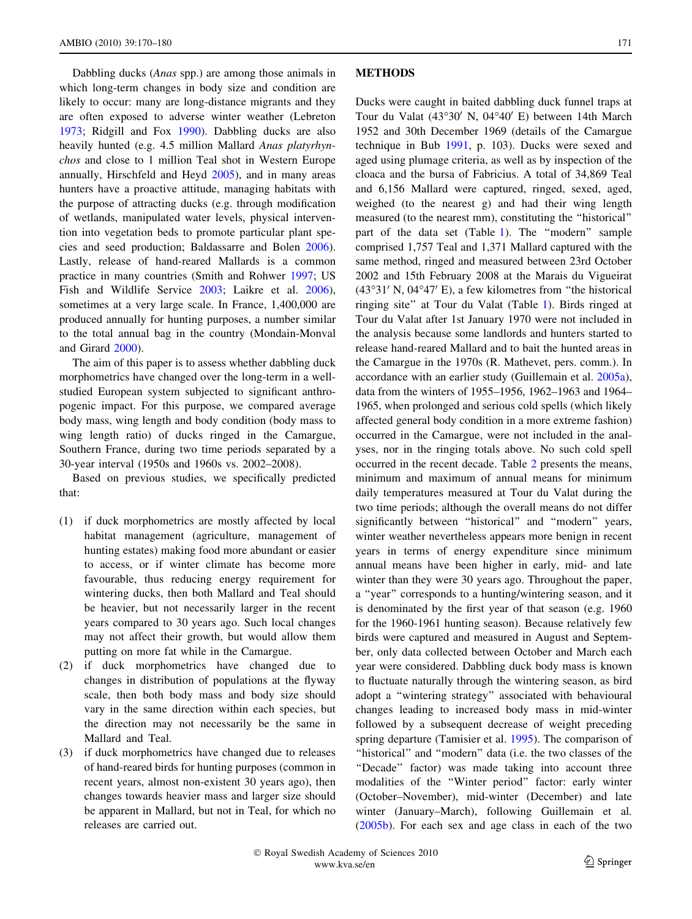Dabbling ducks (*Anas* spp.) are among those animals in which long-term changes in body size and condition are likely to occur: many are long-distance migrants and they are often exposed to adverse winter weather (Lebreton 1973; Ridgill and Fox 1990). Dabbling ducks are also heavily hunted (e.g. 4.5 million Mallard *Anas platyrhynchos* and close to 1 million Teal shot in Western Europe annually, Hirschfeld and Heyd 2005), and in many areas hunters have a proactive attitude, managing habitats with the purpose of attracting ducks (e.g. through modification of wetlands, manipulated water levels, physical intervention into vegetation beds to promote particular plant species and seed production; Baldassarre and Bolen 2006). Lastly, release of hand-reared Mallards is a common practice in many countries (Smith and Rohwer 1997; US Fish and Wildlife Service 2003; Laikre et al. 2006), sometimes at a very large scale. In France, 1,400,000 are produced annually for hunting purposes, a number similar to the total annual bag in the country (Mondain-Monval and Girard 2000).

The aim of this paper is to assess whether dabbling duck morphometrics have changed over the long-term in a well-studied European system subjected to significant anthropogenic impact. For this purpose, we compared average body mass, wing length and body condition (body mass to wing length ratio) of ducks ringed in the Camargue, Southern France, during two time periods separated by a 30-year interval (1950s and 1960s vs. 2002–2008).

Based on previous studies, we specifically predicted that:

1. if duck morphometrics are mostly affected by local habitat management (agriculture, management of hunting estates) making food more abundant or easier to access, or if winter climate has become more favourable, thus reducing energy requirement for wintering ducks, then both Mallard and Teal should be heavier, but not necessarily larger in the recent years compared to 30 years ago. Such local changes may not affect their growth, but would allow them putting on more fat while in the Camargue.
2. if duck morphometrics have changed due to changes in distribution of populations at the flyway scale, then both body mass and body size should vary in the same direction within each species, but the direction may not necessarily be the same in Mallard and Teal.
3. if duck morphometrics have changed due to releases of hand-reared birds for hunting purposes (common in recent years, almost non-existent 30 years ago), then changes towards heavier mass and larger size should be apparent in Mallard, but not in Teal, for which no releases are carried out.

## METHODS

Ducks were caught in baited dabbling duck funnel traps at Tour du Valat (43°30′ N, 04°40′ E) between 14th March 1952 and 30th December 1969 (details of the Camargue technique in Bub 1991, p. 103). Ducks were sexed and aged using plumage criteria, as well as by inspection of the cloaca and the bursa of Fabricius. A total of 34,869 Teal and 6,156 Mallard were captured, ringed, sexed, aged, weighed (to the nearest g) and had their wing length measured (to the nearest mm), constituting the "historical" part of the data set (Table 1). The "modern" sample comprised 1,757 Teal and 1,371 Mallard captured with the same method, ringed and measured between 23rd October 2002 and 15th February 2008 at the Marais du Vigueirat (43°31′ N, 04°47′ E), a few kilometres from "the historical ringing site" at Tour du Valat (Table 1). Birds ringed at Tour du Valat after 1st January 1970 were not included in the analysis because some landlords and hunters started to release hand-reared Mallard and to bait the hunted areas in the Camargue in the 1970s (R. Mathevet, pers. comm.). In accordance with an earlier study (Guillemain et al. 2005a), data from the winters of 1955–1956, 1962–1963 and 1964–1965, when prolonged and serious cold spells (which likely affected general body condition in a more extreme fashion) occurred in the Camargue, were not included in the analyses, nor in the ringing totals above. No such cold spell occurred in the recent decade. Table 2 presents the means, minimum and maximum of annual means for minimum daily temperatures measured at Tour du Valat during the two time periods; although the overall means do not differ significantly between "historical" and "modern" years, winter weather nevertheless appears more benign in recent years in terms of energy expenditure since minimum annual means have been higher in early, mid- and late winter than they were 30 years ago. Throughout the paper, a "year" corresponds to a hunting/wintering season, and it is denominated by the first year of that season (e.g. 1960 for the 1960-1961 hunting season). Because relatively few birds were captured and measured in August and September, only data collected between October and March each year were considered. Dabbling duck body mass is known to fluctuate naturally through the wintering season, as bird adopt a "wintering strategy" associated with behavioural changes leading to increased body mass in mid-winter followed by a subsequent decrease of weight preceding spring departure (Tamisier et al. 1995). The comparison of "historical" and "modern" data (i.e. the two classes of the "Decade" factor) was made taking into account three modalities of the "Winter period" factor: early winter (October–November), mid-winter (December) and late winter (January–March), following Guillemain et al. (2005b). For each sex and age class in each of the two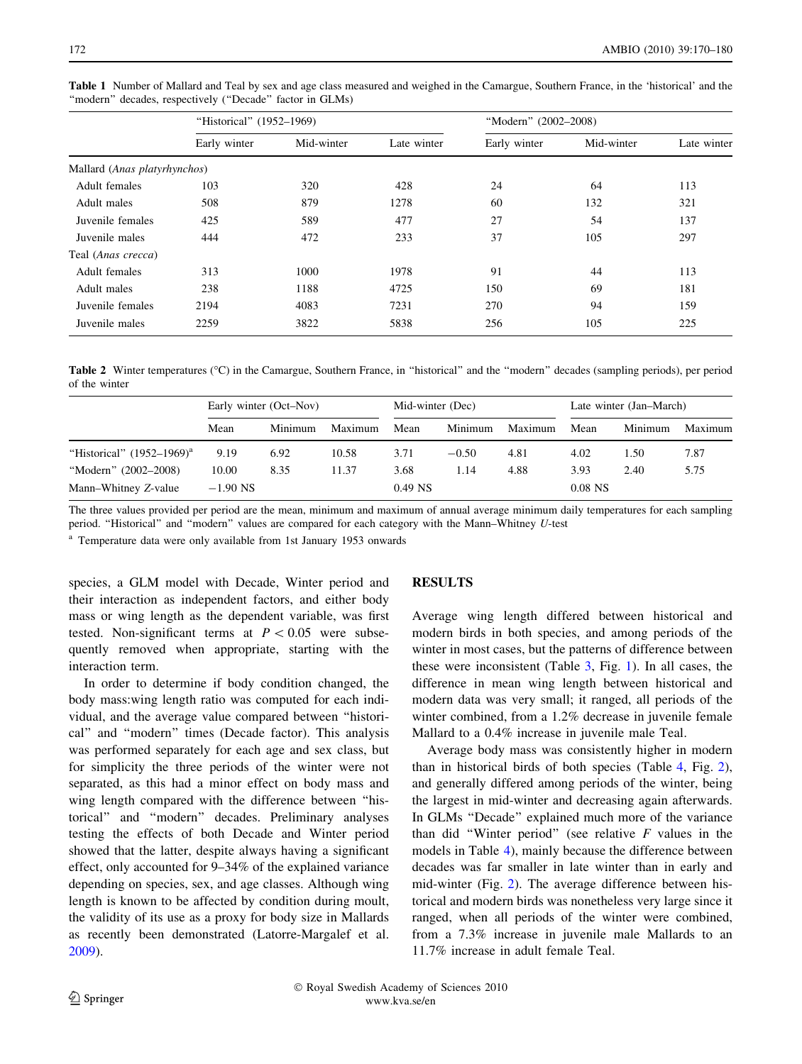**Table 1** Number of Mallard and Teal by sex and age class measured and weighed in the Camargue, Southern France, in the 'historical' and the "modern" decades, respectively ("Decade" factor in GLMs)

| | "Historical" (1952–1969) | | | "Modern" (2002–2008) | | |
|---|---|---|---|---|---|---|
| | Early winter | Mid-winter | Late winter | Early winter | Mid-winter | Late winter |
| Mallard (*Anas platyrhynchos*) | | | | | | |
| Adult females | 103 | 320 | 428 | 24 | 64 | 113 |
| Adult males | 508 | 879 | 1278 | 60 | 132 | 321 |
| Juvenile females | 425 | 589 | 477 | 27 | 54 | 137 |
| Juvenile males | 444 | 472 | 233 | 37 | 105 | 297 |
| Teal (*Anas crecca*) | | | | | | |
| Adult females | 313 | 1000 | 1978 | 91 | 44 | 113 |
| Adult males | 238 | 1188 | 4725 | 150 | 69 | 181 |
| Juvenile females | 2194 | 4083 | 7231 | 270 | 94 | 159 |
| Juvenile males | 2259 | 3822 | 5838 | 256 | 105 | 225 |

**Table 2** Winter temperatures (°C) in the Camargue, Southern France, in "historical" and the "modern" decades (sampling periods), per period of the winter

| | Early winter (Oct–Nov) | | | Mid-winter (Dec) | | | Late winter (Jan–March) | | |
|---|---|---|---|---|---|---|---|---|---|
| | Mean | Minimum | Maximum | Mean | Minimum | Maximum | Mean | Minimum | Maximum |
| "Historical" (1952–1969)[a] | 9.19 | 6.92 | 10.58 | 3.71 | −0.50 | 4.81 | 4.02 | 1.50 | 7.87 |
| "Modern" (2002–2008) | 10.00 | 8.35 | 11.37 | 3.68 | 1.14 | 4.88 | 3.93 | 2.40 | 5.75 |
| Mann–Whitney *Z*-value | −1.90 NS | | | 0.49 NS | | | 0.08 NS | | |

The three values provided per period are the mean, minimum and maximum of annual average minimum daily temperatures for each sampling period. "Historical" and "modern" values are compared for each category with the Mann–Whitney *U*-test

[a] Temperature data were only available from 1st January 1953 onwards

species, a GLM model with Decade, Winter period and their interaction as independent factors, and either body mass or wing length as the dependent variable, was first tested. Non-significant terms at $P < 0.05$ were subsequently removed when appropriate, starting with the interaction term.

In order to determine if body condition changed, the body mass:wing length ratio was computed for each individual, and the average value compared between "historical" and "modern" times (Decade factor). This analysis was performed separately for each age and sex class, but for simplicity the three periods of the winter were not separated, as this had a minor effect on body mass and wing length compared with the difference between "historical" and "modern" decades. Preliminary analyses testing the effects of both Decade and Winter period showed that the latter, despite always having a significant effect, only accounted for 9–34% of the explained variance depending on species, sex, and age classes. Although wing length is known to be affected by condition during moult, the validity of its use as a proxy for body size in Mallards as recently been demonstrated (Latorre-Margalef et al. 2009).

## RESULTS

Average wing length differed between historical and modern birds in both species, and among periods of the winter in most cases, but the patterns of difference between these were inconsistent (Table 3, Fig. 1). In all cases, the difference in mean wing length between historical and modern data was very small; it ranged, all periods of the winter combined, from a 1.2% decrease in juvenile female Mallard to a 0.4% increase in juvenile male Teal.

Average body mass was consistently higher in modern than in historical birds of both species (Table 4, Fig. 2), and generally differed among periods of the winter, being the largest in mid-winter and decreasing again afterwards. In GLMs "Decade" explained much more of the variance than did "Winter period" (see relative *F* values in the models in Table 4), mainly because the difference between decades was far smaller in late winter than in early and mid-winter (Fig. 2). The average difference between historical and modern birds was nonetheless very large since it ranged, when all periods of the winter were combined, from a 7.3% increase in juvenile male Mallards to an 11.7% increase in adult female Teal.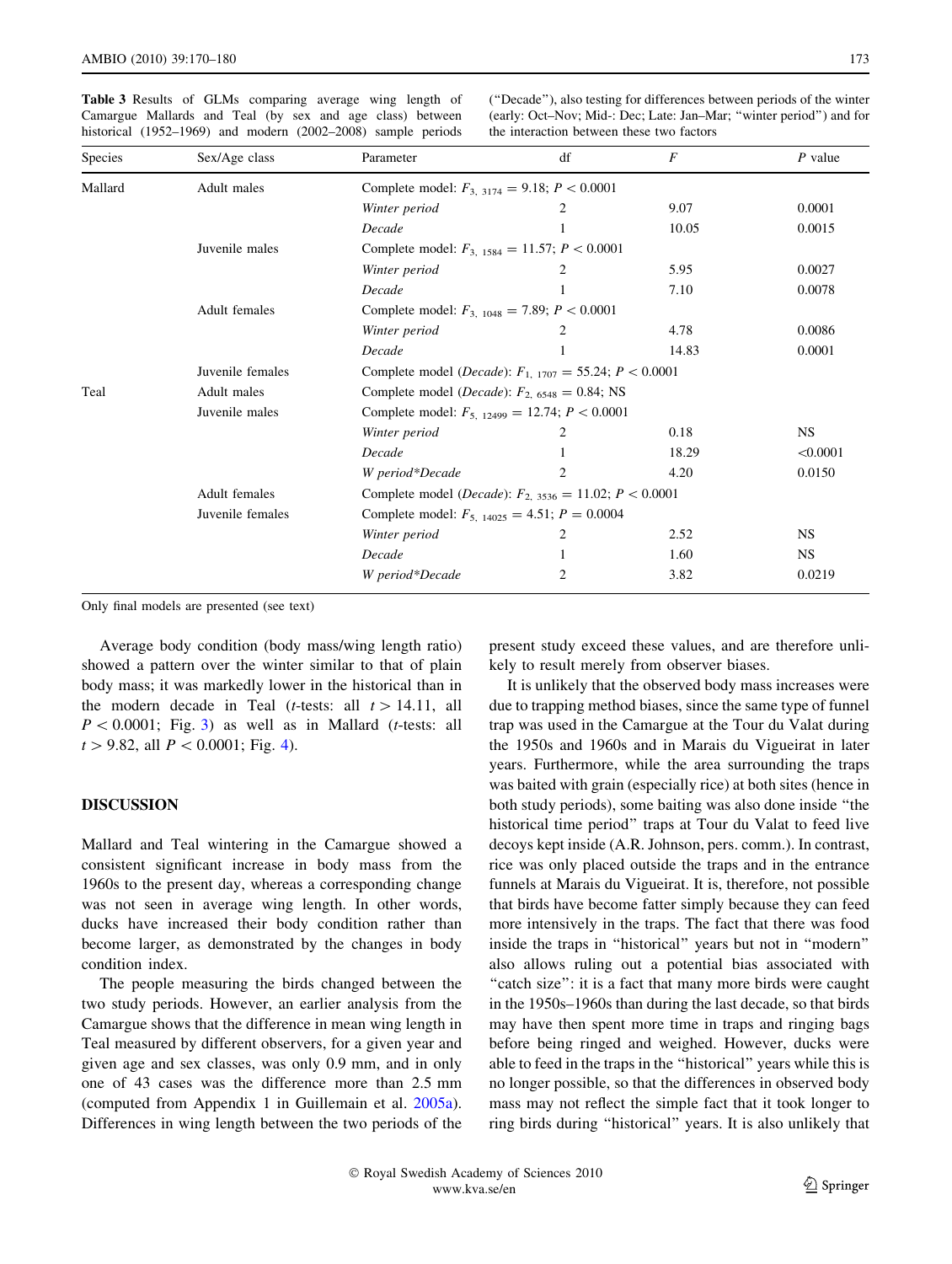**Table 3** Results of GLMs comparing average wing length of Camargue Mallards and Teal (by sex and age class) between historical (1952–1969) and modern (2002–2008) sample periods ("Decade"), also testing for differences between periods of the winter (early: Oct–Nov; Mid-: Dec; Late: Jan–Mar; "winter period") and for the interaction between these two factors

| Species | Sex/Age class | Parameter | df | $F$ | $P$ value |
|---|---|---|---|---|---|
| Mallard | Adult males | Complete model: $F_{3,\ 3174} = 9.18$; $P < 0.0001$ | | | |
| | | *Winter period* | 2 | 9.07 | 0.0001 |
| | | *Decade* | 1 | 10.05 | 0.0015 |
| | Juvenile males | Complete model: $F_{3,\ 1584} = 11.57$; $P < 0.0001$ | | | |
| | | *Winter period* | 2 | 5.95 | 0.0027 |
| | | *Decade* | 1 | 7.10 | 0.0078 |
| | Adult females | Complete model: $F_{3,\ 1048} = 7.89$; $P < 0.0001$ | | | |
| | | *Winter period* | 2 | 4.78 | 0.0086 |
| | | *Decade* | 1 | 14.83 | 0.0001 |
| | Juvenile females | Complete model (*Decade*): $F_{1,\ 1707} = 55.24$; $P < 0.0001$ | | | |
| Teal | Adult males | Complete model (*Decade*): $F_{2,\ 6548} = 0.84$; NS | | | |
| | Juvenile males | Complete model: $F_{5,\ 12499} = 12.74$; $P < 0.0001$ | | | |
| | | *Winter period* | 2 | 0.18 | NS |
| | | *Decade* | 1 | 18.29 | <0.0001 |
| | | *W period\*Decade* | 2 | 4.20 | 0.0150 |
| | Adult females | Complete model (*Decade*): $F_{2,\ 3536} = 11.02$; $P < 0.0001$ | | | |
| | Juvenile females | Complete model: $F_{5,\ 14025} = 4.51$; $P = 0.0004$ | | | |
| | | *Winter period* | 2 | 2.52 | NS |
| | | *Decade* | 1 | 1.60 | NS |
| | | *W period\*Decade* | 2 | 3.82 | 0.0219 |

Only final models are presented (see text)

Average body condition (body mass/wing length ratio) showed a pattern over the winter similar to that of plain body mass; it was markedly lower in the historical than in the modern decade in Teal ($t$-tests: all $t > 14.11$, all $P < 0.0001$; Fig. 3) as well as in Mallard ($t$-tests: all $t > 9.82$, all $P < 0.0001$; Fig. 4).

## DISCUSSION

Mallard and Teal wintering in the Camargue showed a consistent significant increase in body mass from the 1960s to the present day, whereas a corresponding change was not seen in average wing length. In other words, ducks have increased their body condition rather than become larger, as demonstrated by the changes in body condition index.

The people measuring the birds changed between the two study periods. However, an earlier analysis from the Camargue shows that the difference in mean wing length in Teal measured by different observers, for a given year and given age and sex classes, was only 0.9 mm, and in only one of 43 cases was the difference more than 2.5 mm (computed from Appendix 1 in Guillemain et al. 2005a). Differences in wing length between the two periods of the present study exceed these values, and are therefore unlikely to result merely from observer biases.

It is unlikely that the observed body mass increases were due to trapping method biases, since the same type of funnel trap was used in the Camargue at the Tour du Valat during the 1950s and 1960s and in Marais du Vigueirat in later years. Furthermore, while the area surrounding the traps was baited with grain (especially rice) at both sites (hence in both study periods), some baiting was also done inside "the historical time period" traps at Tour du Valat to feed live decoys kept inside (A.R. Johnson, pers. comm.). In contrast, rice was only placed outside the traps and in the entrance funnels at Marais du Vigueirat. It is, therefore, not possible that birds have become fatter simply because they can feed more intensively in the traps. The fact that there was food inside the traps in "historical" years but not in "modern" also allows ruling out a potential bias associated with "catch size": it is a fact that many more birds were caught in the 1950s–1960s than during the last decade, so that birds may have then spent more time in traps and ringing bags before being ringed and weighed. However, ducks were able to feed in the traps in the "historical" years while this is no longer possible, so that the differences in observed body mass may not reflect the simple fact that it took longer to ring birds during "historical" years. It is also unlikely that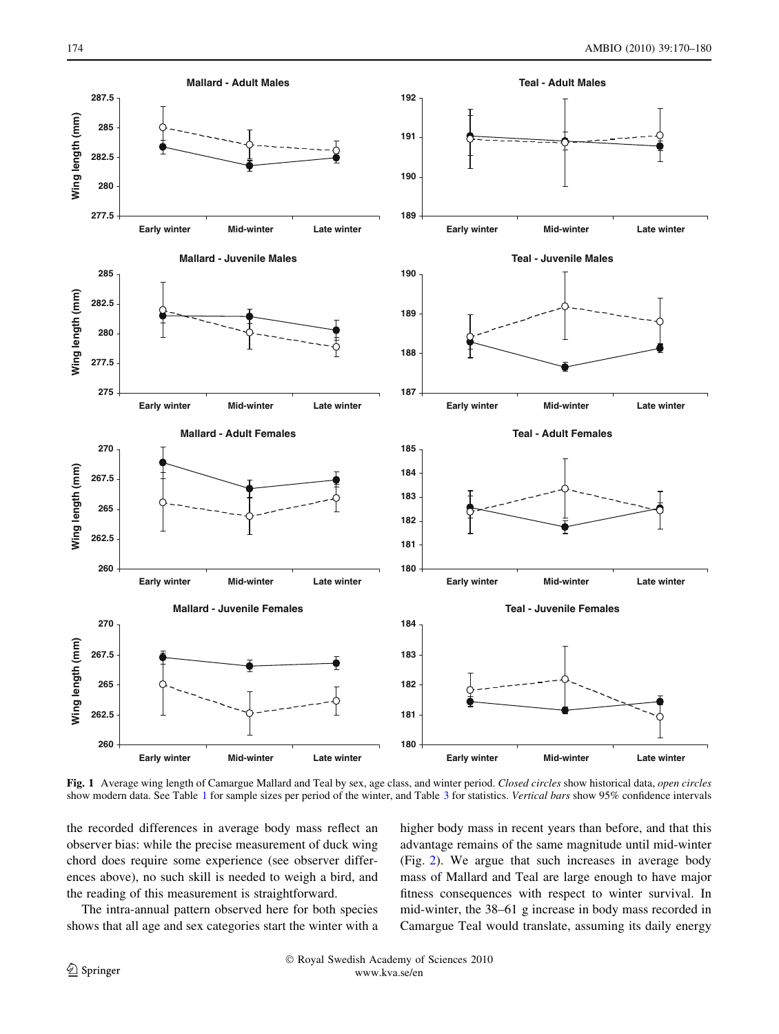**Fig. 1** Average wing length of Camargue Mallard and Teal by sex, age class, and winter period. *Closed circles* show historical data, *open circles* show modern data. See Table 1 for sample sizes per period of the winter, and Table 3 for statistics. *Vertical bars* show 95% confidence intervals

the recorded differences in average body mass reflect an observer bias: while the precise measurement of duck wing chord does require some experience (see observer differences above), no such skill is needed to weigh a bird, and the reading of this measurement is straightforward.

The intra-annual pattern observed here for both species shows that all age and sex categories start the winter with a higher body mass in recent years than before, and that this advantage remains of the same magnitude until mid-winter (Fig. 2). We argue that such increases in average body mass of Mallard and Teal are large enough to have major fitness consequences with respect to winter survival. In mid-winter, the 38–61 g increase in body mass recorded in Camargue Teal would translate, assuming its daily energy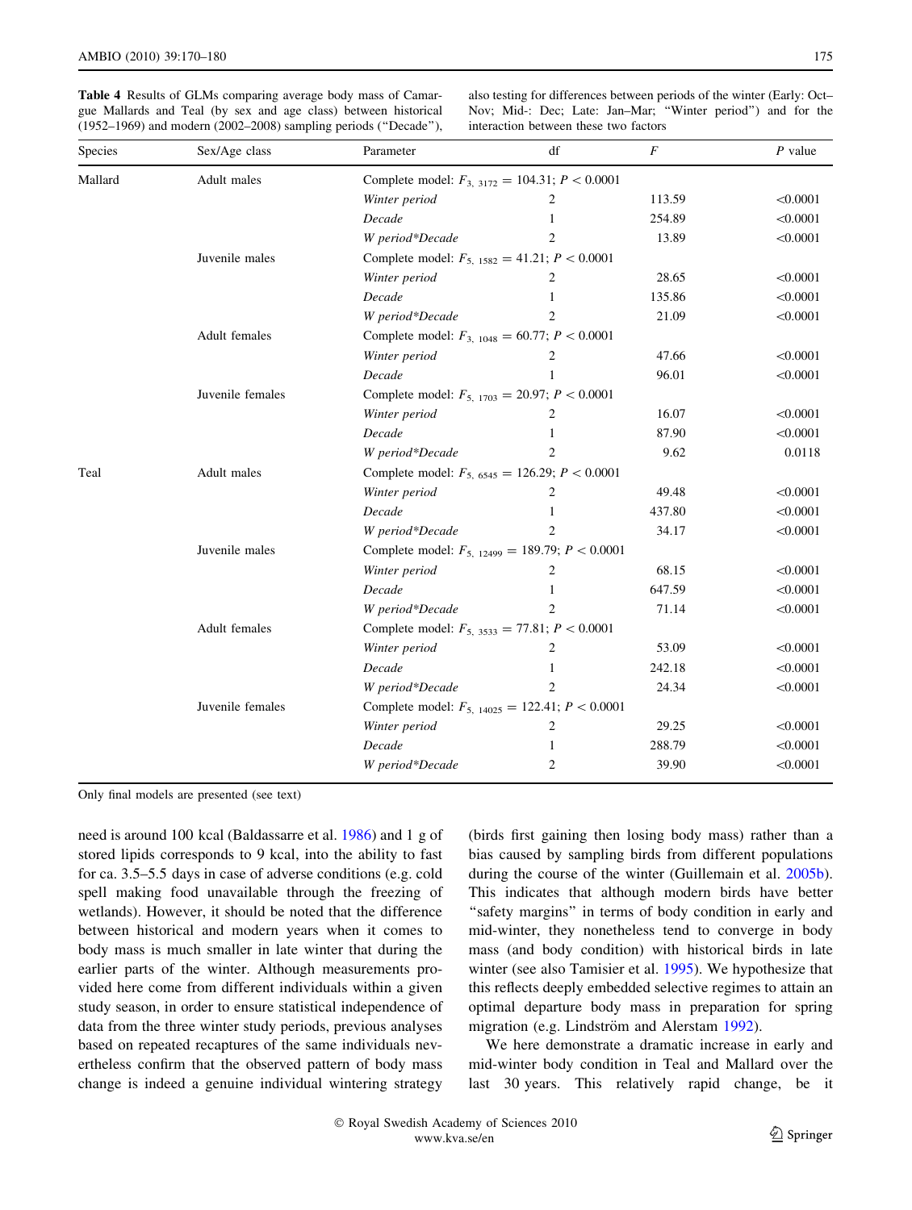**Table 4** Results of GLMs comparing average body mass of Camargue Mallards and Teal (by sex and age class) between historical (1952–1969) and modern (2002–2008) sampling periods ("Decade"), also testing for differences between periods of the winter (Early: Oct–Nov; Mid-: Dec; Late: Jan–Mar; "Winter period") and for the interaction between these two factors

| Species | Sex/Age class | Parameter | df | $F$ | $P$ value |
|---|---|---|---|---|---|
| Mallard | Adult males | Complete model: $F_{3,\ 3172} = 104.31$; $P < 0.0001$ | | | |
| | | *Winter period* | 2 | 113.59 | <0.0001 |
| | | *Decade* | 1 | 254.89 | <0.0001 |
| | | *W period\*Decade* | 2 | 13.89 | <0.0001 |
| | Juvenile males | Complete model: $F_{5,\ 1582} = 41.21$; $P < 0.0001$ | | | |
| | | *Winter period* | 2 | 28.65 | <0.0001 |
| | | *Decade* | 1 | 135.86 | <0.0001 |
| | | *W period\*Decade* | 2 | 21.09 | <0.0001 |
| | Adult females | Complete model: $F_{3,\ 1048} = 60.77$; $P < 0.0001$ | | | |
| | | *Winter period* | 2 | 47.66 | <0.0001 |
| | | *Decade* | 1 | 96.01 | <0.0001 |
| | Juvenile females | Complete model: $F_{5,\ 1703} = 20.97$; $P < 0.0001$ | | | |
| | | *Winter period* | 2 | 16.07 | <0.0001 |
| | | *Decade* | 1 | 87.90 | <0.0001 |
| | | *W period\*Decade* | 2 | 9.62 | 0.0118 |
| Teal | Adult males | Complete model: $F_{5,\ 6545} = 126.29$; $P < 0.0001$ | | | |
| | | *Winter period* | 2 | 49.48 | <0.0001 |
| | | *Decade* | 1 | 437.80 | <0.0001 |
| | | *W period\*Decade* | 2 | 34.17 | <0.0001 |
| | Juvenile males | Complete model: $F_{5,\ 12499} = 189.79$; $P < 0.0001$ | | | |
| | | *Winter period* | 2 | 68.15 | <0.0001 |
| | | *Decade* | 1 | 647.59 | <0.0001 |
| | | *W period\*Decade* | 2 | 71.14 | <0.0001 |
| | Adult females | Complete model: $F_{5,\ 3533} = 77.81$; $P < 0.0001$ | | | |
| | | *Winter period* | 2 | 53.09 | <0.0001 |
| | | *Decade* | 1 | 242.18 | <0.0001 |
| | | *W period\*Decade* | 2 | 24.34 | <0.0001 |
| | Juvenile females | Complete model: $F_{5,\ 14025} = 122.41$; $P < 0.0001$ | | | |
| | | *Winter period* | 2 | 29.25 | <0.0001 |
| | | *Decade* | 1 | 288.79 | <0.0001 |
| | | *W period\*Decade* | 2 | 39.90 | <0.0001 |

Only final models are presented (see text)

need is around 100 kcal (Baldassarre et al. 1986) and 1 g of stored lipids corresponds to 9 kcal, into the ability to fast for ca. 3.5–5.5 days in case of adverse conditions (e.g. cold spell making food unavailable through the freezing of wetlands). However, it should be noted that the difference between historical and modern years when it comes to body mass is much smaller in late winter that during the earlier parts of the winter. Although measurements provided here come from different individuals within a given study season, in order to ensure statistical independence of data from the three winter study periods, previous analyses based on repeated recaptures of the same individuals nevertheless confirm that the observed pattern of body mass change is indeed a genuine individual wintering strategy (birds first gaining then losing body mass) rather than a bias caused by sampling birds from different populations during the course of the winter (Guillemain et al. 2005b). This indicates that although modern birds have better "safety margins" in terms of body condition in early and mid-winter, they nonetheless tend to converge in body mass (and body condition) with historical birds in late winter (see also Tamisier et al. 1995). We hypothesize that this reflects deeply embedded selective regimes to attain an optimal departure body mass in preparation for spring migration (e.g. Lindström and Alerstam 1992).

We here demonstrate a dramatic increase in early and mid-winter body condition in Teal and Mallard over the last 30 years. This relatively rapid change, be it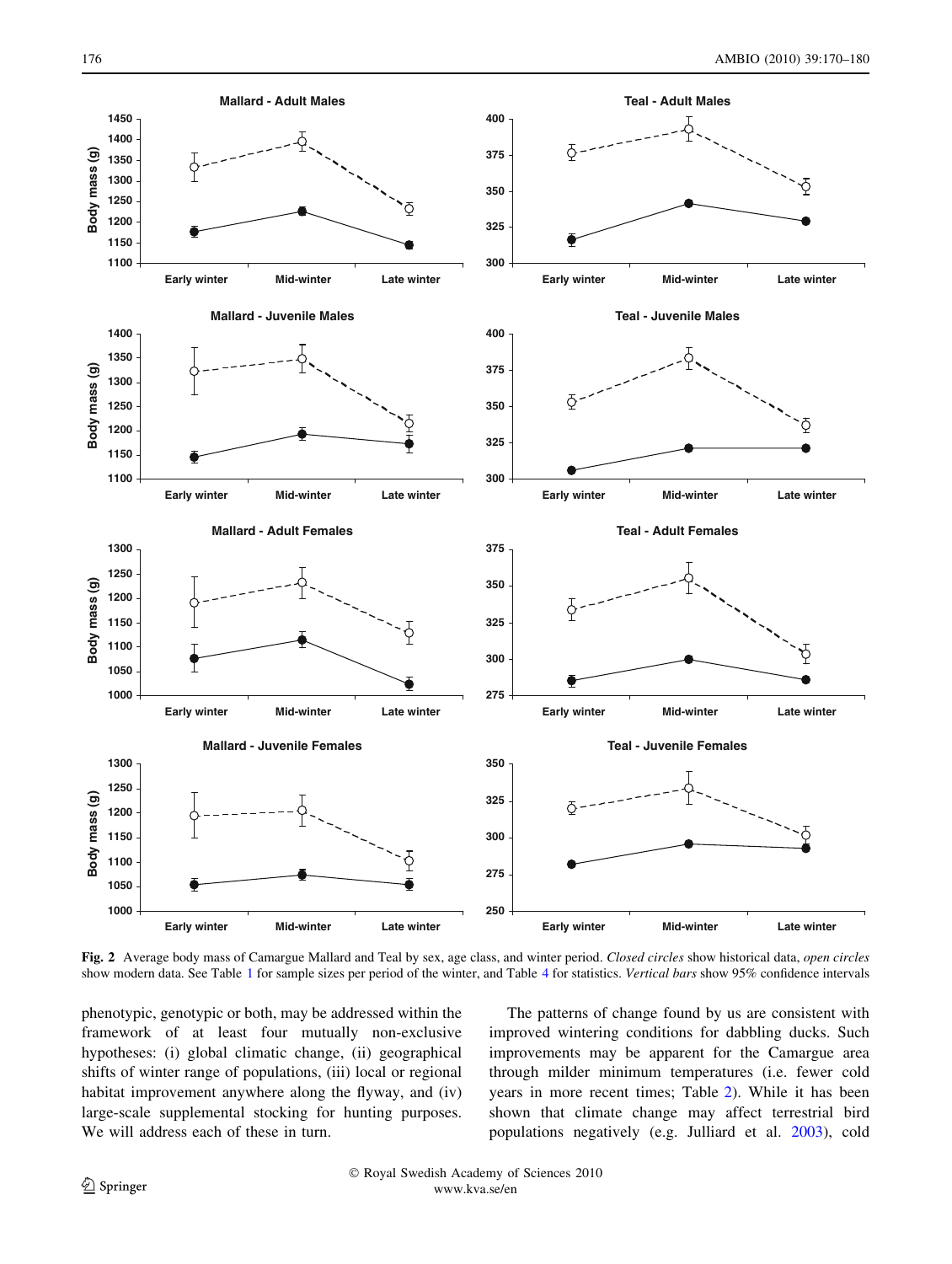**Fig. 2** Average body mass of Camargue Mallard and Teal by sex, age class, and winter period. *Closed circles* show historical data, *open circles* show modern data. See Table 1 for sample sizes per period of the winter, and Table 4 for statistics. *Vertical bars* show 95% confidence intervals

phenotypic, genotypic or both, may be addressed within the framework of at least four mutually non-exclusive hypotheses: (i) global climatic change, (ii) geographical shifts of winter range of populations, (iii) local or regional habitat improvement anywhere along the flyway, and (iv) large-scale supplemental stocking for hunting purposes. We will address each of these in turn.

The patterns of change found by us are consistent with improved wintering conditions for dabbling ducks. Such improvements may be apparent for the Camargue area through milder minimum temperatures (i.e. fewer cold years in more recent times; Table 2). While it has been shown that climate change may affect terrestrial bird populations negatively (e.g. Julliard et al. 2003), cold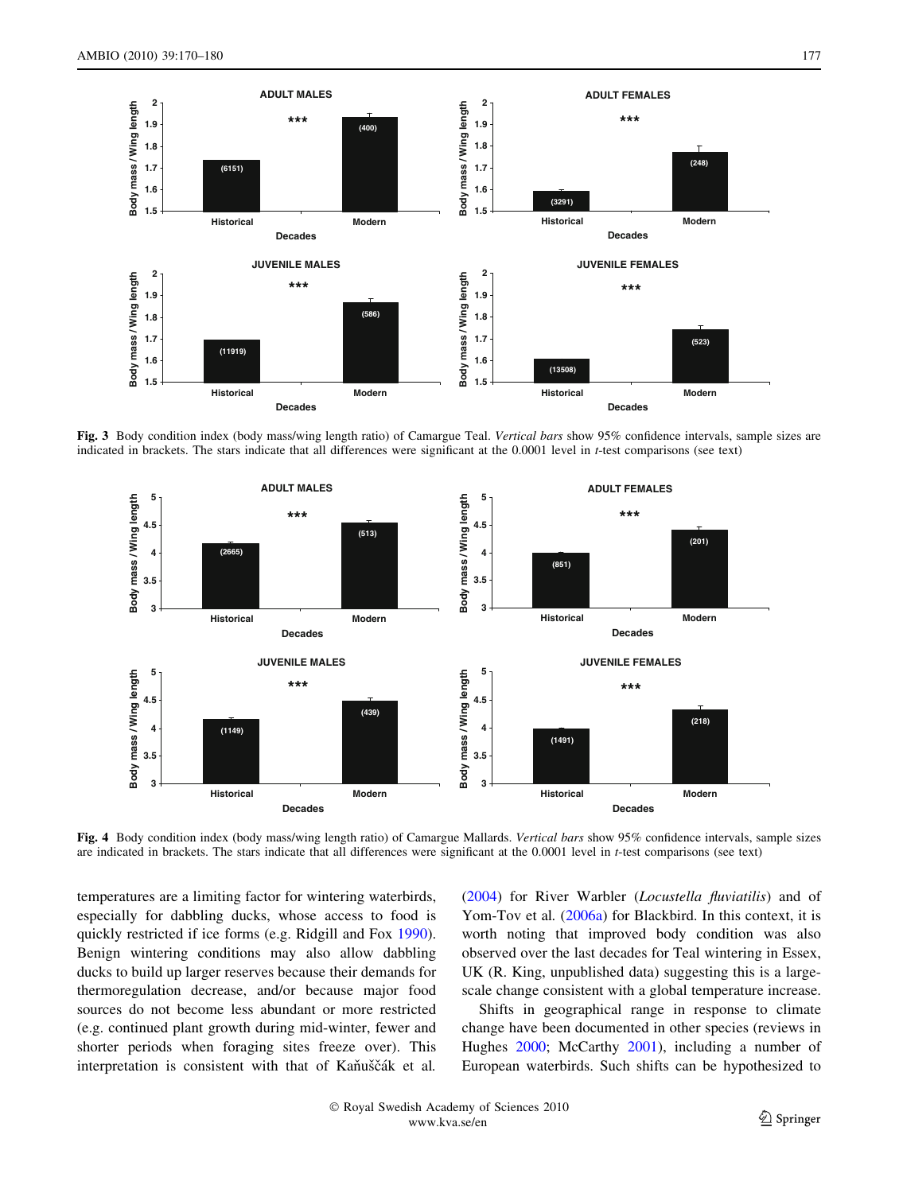**Fig. 3** Body condition index (body mass/wing length ratio) of Camargue Teal. *Vertical bars* show 95% confidence intervals, sample sizes are indicated in brackets. The stars indicate that all differences were significant at the 0.0001 level in *t*-test comparisons (see text)

**Fig. 4** Body condition index (body mass/wing length ratio) of Camargue Mallards. *Vertical bars* show 95% confidence intervals, sample sizes are indicated in brackets. The stars indicate that all differences were significant at the 0.0001 level in *t*-test comparisons (see text)

temperatures are a limiting factor for wintering waterbirds, especially for dabbling ducks, whose access to food is quickly restricted if ice forms (e.g. Ridgill and Fox 1990). Benign wintering conditions may also allow dabbling ducks to build up larger reserves because their demands for thermoregulation decrease, and/or because major food sources do not become less abundant or more restricted (e.g. continued plant growth during mid-winter, fewer and shorter periods when foraging sites freeze over). This interpretation is consistent with that of Kaňuščák et al. (2004) for River Warbler (*Locustella fluviatilis*) and of Yom-Tov et al. (2006a) for Blackbird. In this context, it is worth noting that improved body condition was also observed over the last decades for Teal wintering in Essex, UK (R. King, unpublished data) suggesting this is a large-scale change consistent with a global temperature increase.

Shifts in geographical range in response to climate change have been documented in other species (reviews in Hughes 2000; McCarthy 2001), including a number of European waterbirds. Such shifts can be hypothesized to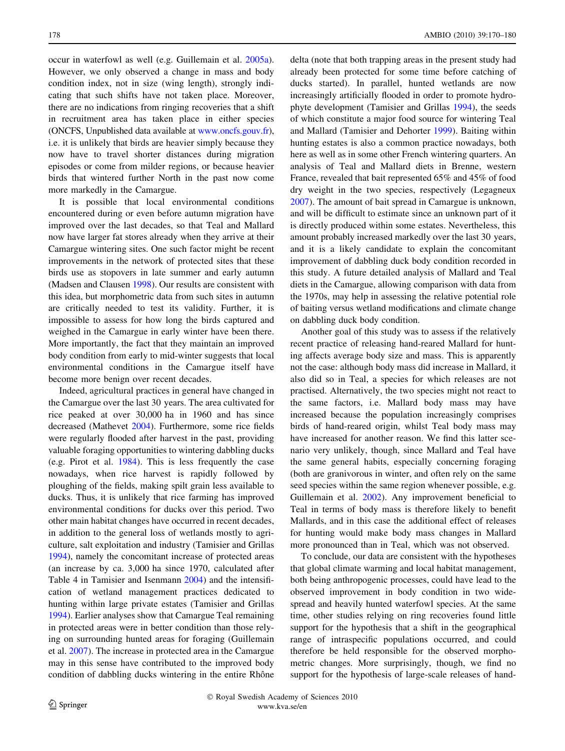occur in waterfowl as well (e.g. Guillemain et al. 2005a). However, we only observed a change in mass and body condition index, not in size (wing length), strongly indicating that such shifts have not taken place. Moreover, there are no indications from ringing recoveries that a shift in recruitment area has taken place in either species (ONCFS, Unpublished data available at www.oncfs.gouv.fr), i.e. it is unlikely that birds are heavier simply because they now have to travel shorter distances during migration episodes or come from milder regions, or because heavier birds that wintered further North in the past now come more markedly in the Camargue.

It is possible that local environmental conditions encountered during or even before autumn migration have improved over the last decades, so that Teal and Mallard now have larger fat stores already when they arrive at their Camargue wintering sites. One such factor might be recent improvements in the network of protected sites that these birds use as stopovers in late summer and early autumn (Madsen and Clausen 1998). Our results are consistent with this idea, but morphometric data from such sites in autumn are critically needed to test its validity. Further, it is impossible to assess for how long the birds captured and weighed in the Camargue in early winter have been there. More importantly, the fact that they maintain an improved body condition from early to mid-winter suggests that local environmental conditions in the Camargue itself have become more benign over recent decades.

Indeed, agricultural practices in general have changed in the Camargue over the last 30 years. The area cultivated for rice peaked at over 30,000 ha in 1960 and has since decreased (Mathevet 2004). Furthermore, some rice fields were regularly flooded after harvest in the past, providing valuable foraging opportunities to wintering dabbling ducks (e.g. Pirot et al. 1984). This is less frequently the case nowadays, when rice harvest is rapidly followed by ploughing of the fields, making spilt grain less available to ducks. Thus, it is unlikely that rice farming has improved environmental conditions for ducks over this period. Two other main habitat changes have occurred in recent decades, in addition to the general loss of wetlands mostly to agriculture, salt exploitation and industry (Tamisier and Grillas 1994), namely the concomitant increase of protected areas (an increase by ca. 3,000 ha since 1970, calculated after Table 4 in Tamisier and Isenmann 2004) and the intensification of wetland management practices dedicated to hunting within large private estates (Tamisier and Grillas 1994). Earlier analyses show that Camargue Teal remaining in protected areas were in better condition than those relying on surrounding hunted areas for foraging (Guillemain et al. 2007). The increase in protected area in the Camargue may in this sense have contributed to the improved body condition of dabbling ducks wintering in the entire Rhône delta (note that both trapping areas in the present study had already been protected for some time before catching of ducks started). In parallel, hunted wetlands are now increasingly artificially flooded in order to promote hydrophyte development (Tamisier and Grillas 1994), the seeds of which constitute a major food source for wintering Teal and Mallard (Tamisier and Dehorter 1999). Baiting within hunting estates is also a common practice nowadays, both here as well as in some other French wintering quarters. An analysis of Teal and Mallard diets in Brenne, western France, revealed that bait represented 65% and 45% of food dry weight in the two species, respectively (Legagneux 2007). The amount of bait spread in Camargue is unknown, and will be difficult to estimate since an unknown part of it is directly produced within some estates. Nevertheless, this amount probably increased markedly over the last 30 years, and it is a likely candidate to explain the concomitant improvement of dabbling duck body condition recorded in this study. A future detailed analysis of Mallard and Teal diets in the Camargue, allowing comparison with data from the 1970s, may help in assessing the relative potential role of baiting versus wetland modifications and climate change on dabbling duck body condition.

Another goal of this study was to assess if the relatively recent practice of releasing hand-reared Mallard for hunting affects average body size and mass. This is apparently not the case: although body mass did increase in Mallard, it also did so in Teal, a species for which releases are not practised. Alternatively, the two species might not react to the same factors, i.e. Mallard body mass may have increased because the population increasingly comprises birds of hand-reared origin, whilst Teal body mass may have increased for another reason. We find this latter scenario very unlikely, though, since Mallard and Teal have the same general habits, especially concerning foraging (both are granivorous in winter, and often rely on the same seed species within the same region whenever possible, e.g. Guillemain et al. 2002). Any improvement beneficial to Teal in terms of body mass is therefore likely to benefit Mallards, and in this case the additional effect of releases for hunting would make body mass changes in Mallard more pronounced than in Teal, which was not observed.

To conclude, our data are consistent with the hypotheses that global climate warming and local habitat management, both being anthropogenic processes, could have lead to the observed improvement in body condition in two widespread and heavily hunted waterfowl species. At the same time, other studies relying on ring recoveries found little support for the hypothesis that a shift in the geographical range of intraspecific populations occurred, and could therefore be held responsible for the observed morphometric changes. More surprisingly, though, we find no support for the hypothesis of large-scale releases of hand-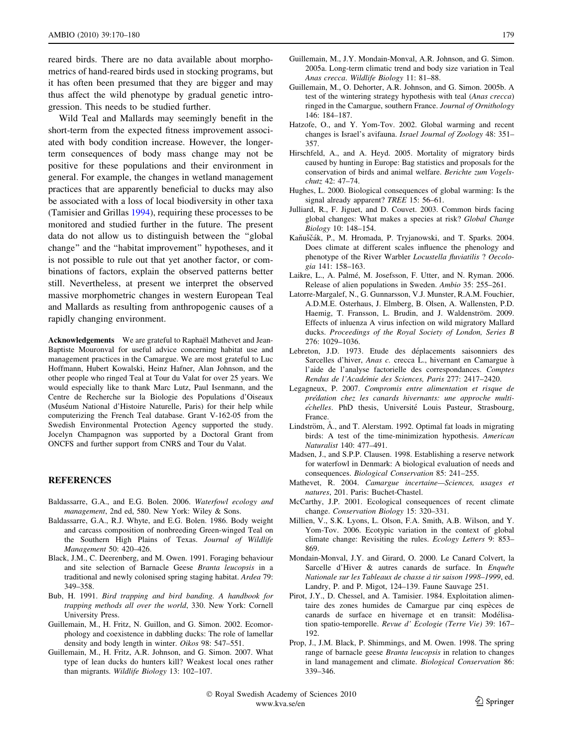reared birds. There are no data available about morphometrics of hand-reared birds used in stocking programs, but it has often been presumed that they are bigger and may thus affect the wild phenotype by gradual genetic introgression. This needs to be studied further.

Wild Teal and Mallards may seemingly benefit in the short-term from the expected fitness improvement associated with body condition increase. However, the longer-term consequences of body mass change may not be positive for these populations and their environment in general. For example, the changes in wetland management practices that are apparently beneficial to ducks may also be associated with a loss of local biodiversity in other taxa (Tamisier and Grillas 1994), requiring these processes to be monitored and studied further in the future. The present data do not allow us to distinguish between the "global change" and the "habitat improvement" hypotheses, and it is not possible to rule out that yet another factor, or combinations of factors, explain the observed patterns better still. Nevertheless, at present we interpret the observed massive morphometric changes in western European Teal and Mallards as resulting from anthropogenic causes of a rapidly changing environment.

**Acknowledgements** We are grateful to Raphaël Mathevet and Jean-Baptiste Mouronval for useful advice concerning habitat use and management practices in the Camargue. We are most grateful to Luc Hoffmann, Hubert Kowalski, Heinz Hafner, Alan Johnson, and the other people who ringed Teal at Tour du Valat for over 25 years. We would especially like to thank Marc Lutz, Paul Isenmann, and the Centre de Recherche sur la Biologie des Populations d'Oiseaux (Muséum National d'Histoire Naturelle, Paris) for their help while computerizing the French Teal database. Grant V-162-05 from the Swedish Environmental Protection Agency supported the study. Jocelyn Champagnon was supported by a Doctoral Grant from ONCFS and further support from CNRS and Tour du Valat.

## REFERENCES

Baldassarre, G.A., and E.G. Bolen. 2006. *Waterfowl ecology and management*, 2nd ed, 580. New York: Wiley & Sons.

Baldassarre, G.A., R.J. Whyte, and E.G. Bolen. 1986. Body weight and carcass composition of nonbreeding Green-winged Teal on the Southern High Plains of Texas. *Journal of Wildlife Management* 50: 420–426.

Black, J.M., C. Deerenberg, and M. Owen. 1991. Foraging behaviour and site selection of Barnacle Geese *Branta leucopsis* in a traditional and newly colonised spring staging habitat. *Ardea* 79: 349–358.

Bub, H. 1991. *Bird trapping and bird banding. A handbook for trapping methods all over the world*, 330. New York: Cornell University Press.

Guillemain, M., H. Fritz, N. Guillon, and G. Simon. 2002. Ecomorphology and coexistence in dabbling ducks: The role of lamellar density and body length in winter. *Oikos* 98: 547–551.

Guillemain, M., H. Fritz, A.R. Johnson, and G. Simon. 2007. What type of lean ducks do hunters kill? Weakest local ones rather than migrants. *Wildlife Biology* 13: 102–107.

Guillemain, M., J.Y. Mondain-Monval, A.R. Johnson, and G. Simon. 2005a. Long-term climatic trend and body size variation in Teal *Anas crecca*. *Wildlife Biology* 11: 81–88.

Guillemain, M., O. Dehorter, A.R. Johnson, and G. Simon. 2005b. A test of the wintering strategy hypothesis with teal (*Anas crecca*) ringed in the Camargue, southern France. *Journal of Ornithology* 146: 184–187.

Hatzofe, O., and Y. Yom-Tov. 2002. Global warming and recent changes is Israel's avifauna. *Israel Journal of Zoology* 48: 351–357.

Hirschfeld, A., and A. Heyd. 2005. Mortality of migratory birds caused by hunting in Europe: Bag statistics and proposals for the conservation of birds and animal welfare. *Berichte zum Vogelschutz* 42: 47–74.

Hughes, L. 2000. Biological consequences of global warming: Is the signal already apparent? *TREE* 15: 56–61.

Julliard, R., F. Jiguet, and D. Couvet. 2003. Common birds facing global changes: What makes a species at risk? *Global Change Biology* 10: 148–154.

Kaňuščák, P., M. Hromada, P. Tryjanowski, and T. Sparks. 2004. Does climate at different scales influence the phenology and phenotype of the River Warbler *Locustella fluviatilis* ? *Oecologia* 141: 158–163.

Laikre, L., A. Palmé, M. Josefsson, F. Utter, and N. Ryman. 2006. Release of alien populations in Sweden. *Ambio* 35: 255–261.

Latorre-Margalef, N., G. Gunnarsson, V.J. Munster, R.A.M. Fouchier, A.D.M.E. Osterhaus, J. Elmberg, B. Olsen, A. Wallensten, P.D. Haemig, T. Fransson, L. Brudin, and J. Waldenström. 2009. Effects of inluenza A virus infection on wild migratory Mallard ducks. *Proceedings of the Royal Society of London, Series B* 276: 1029–1036.

Lebreton, J.D. 1973. Etude des déplacements saisonniers des Sarcelles d'hiver, *Anas c.* crecca L., hivernant en Camargue à l'aide de l'analyse factorielle des correspondances. *Comptes Rendus de l'Académie des Sciences, Paris* 277: 2417–2420.

Legagneux, P. 2007. *Compromis entre alimentation et risque de prédation chez les canards hivernants: une approche multi-échelles*. PhD thesis, Université Louis Pasteur, Strasbourg, France.

Lindström, Å., and T. Alerstam. 1992. Optimal fat loads in migrating birds: A test of the time-minimization hypothesis. *American Naturalist* 140: 477–491.

Madsen, J., and S.P.P. Clausen. 1998. Establishing a reserve network for waterfowl in Denmark: A biological evaluation of needs and consequences. *Biological Conservation* 85: 241–255.

Mathevet, R. 2004. *Camargue incertaine—Sciences, usages et natures*, 201. Paris: Buchet-Chastel.

McCarthy, J.P. 2001. Ecological consequences of recent climate change. *Conservation Biology* 15: 320–331.

Millien, V., S.K. Lyons, L. Olson, F.A. Smith, A.B. Wilson, and Y. Yom-Tov. 2006. Ecotypic variation in the context of global climate change: Revisiting the rules. *Ecology Letters* 9: 853–869.

Mondain-Monval, J.Y. and Girard, O. 2000. Le Canard Colvert, la Sarcelle d'Hiver & autres canards de surface. In *Enquête Nationale sur les Tableaux de chasse à tir saison 1998–1999*, ed. Landry, P. and P. Migot, 124–139. Faune Sauvage 251.

Pirot, J.Y., D. Chessel, and A. Tamisier. 1984. Exploitation alimentaire des zones humides de Camargue par cinq espèces de canards de surface en hivernage et en transit: Modélisation spatio-temporelle. *Revue d' Ecologie (Terre Vie)* 39: 167–192.

Prop, J., J.M. Black, P. Shimmings, and M. Owen. 1998. The spring range of barnacle geese *Branta leucopsis* in relation to changes in land management and climate. *Biological Conservation* 86: 339–346.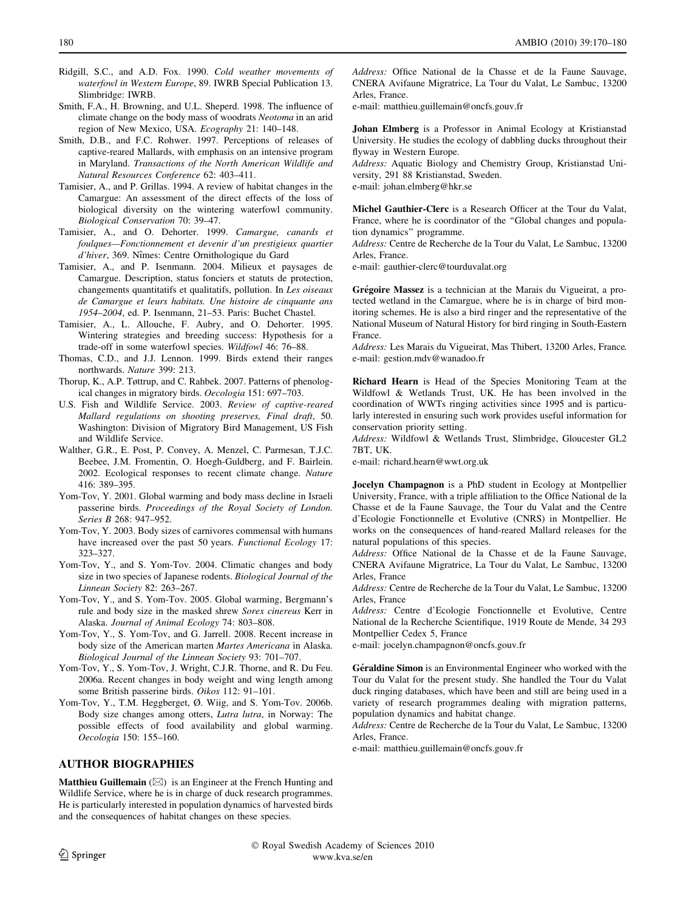Ridgill, S.C., and A.D. Fox. 1990. *Cold weather movements of waterfowl in Western Europe*, 89. IWRB Special Publication 13. Slimbridge: IWRB.

Smith, F.A., H. Browning, and U.L. Sheperd. 1998. The influence of climate change on the body mass of woodrats *Neotoma* in an arid region of New Mexico, USA. *Ecography* 21: 140–148.

Smith, D.B., and F.C. Rohwer. 1997. Perceptions of releases of captive-reared Mallards, with emphasis on an intensive program in Maryland. *Transactions of the North American Wildlife and Natural Resources Conference* 62: 403–411.

Tamisier, A., and P. Grillas. 1994. A review of habitat changes in the Camargue: An assessment of the direct effects of the loss of biological diversity on the wintering waterfowl community. *Biological Conservation* 70: 39–47.

Tamisier, A., and O. Dehorter. 1999. *Camargue, canards et foulques—Fonctionnement et devenir d'un prestigieux quartier d'hiver*, 369. Nîmes: Centre Ornithologique du Gard

Tamisier, A., and P. Isenmann. 2004. Milieux et paysages de Camargue. Description, status fonciers et statuts de protection, changements quantitatifs et qualitatifs, pollution. In *Les oiseaux de Camargue et leurs habitats. Une histoire de cinquante ans 1954–2004*, ed. P. Isenmann, 21–53. Paris: Buchet Chastel.

Tamisier, A., L. Allouche, F. Aubry, and O. Dehorter. 1995. Wintering strategies and breeding success: Hypothesis for a trade-off in some waterfowl species. *Wildfowl* 46: 76–88.

Thomas, C.D., and J.J. Lennon. 1999. Birds extend their ranges northwards. *Nature* 399: 213.

Thorup, K., A.P. Tøttrup, and C. Rahbek. 2007. Patterns of phenological changes in migratory birds. *Oecologia* 151: 697–703.

U.S. Fish and Wildlife Service. 2003. *Review of captive-reared Mallard regulations on shooting preserves, Final draft*, 50. Washington: Division of Migratory Bird Management, US Fish and Wildlife Service.

Walther, G.R., E. Post, P. Convey, A. Menzel, C. Parmesan, T.J.C. Beebee, J.M. Fromentin, O. Hoegh-Guldberg, and F. Bairlein. 2002. Ecological responses to recent climate change. *Nature* 416: 389–395.

Yom-Tov, Y. 2001. Global warming and body mass decline in Israeli passerine birds. *Proceedings of the Royal Society of London. Series B* 268: 947–952.

Yom-Tov, Y. 2003. Body sizes of carnivores commensal with humans have increased over the past 50 years. *Functional Ecology* 17: 323–327.

Yom-Tov, Y., and S. Yom-Tov. 2004. Climatic changes and body size in two species of Japanese rodents. *Biological Journal of the Linnean Society* 82: 263–267.

Yom-Tov, Y., and S. Yom-Tov. 2005. Global warming, Bergmann's rule and body size in the masked shrew *Sorex cinereus* Kerr in Alaska. *Journal of Animal Ecology* 74: 803–808.

Yom-Tov, Y., S. Yom-Tov, and G. Jarrell. 2008. Recent increase in body size of the American marten *Martes Americana* in Alaska. *Biological Journal of the Linnean Society* 93: 701–707.

Yom-Tov, Y., S. Yom-Tov, J. Wright, C.J.R. Thorne, and R. Du Feu. 2006a. Recent changes in body weight and wing length among some British passerine birds. *Oikos* 112: 91–101.

Yom-Tov, Y., T.M. Heggberget, Ø. Wiig, and S. Yom-Tov. 2006b. Body size changes among otters, *Lutra lutra*, in Norway: The possible effects of food availability and global warming. *Oecologia* 150: 155–160.

## AUTHOR BIOGRAPHIES

**Matthieu Guillemain** (✉) is an Engineer at the French Hunting and Wildlife Service, where he is in charge of duck research programmes. He is particularly interested in population dynamics of harvested birds and the consequences of habitat changes on these species.

*Address:* Office National de la Chasse et de la Faune Sauvage, CNERA Avifaune Migratrice, La Tour du Valat, Le Sambuc, 13200 Arles, France.
e-mail: matthieu.guillemain@oncfs.gouv.fr

**Johan Elmberg** is a Professor in Animal Ecology at Kristianstad University. He studies the ecology of dabbling ducks throughout their flyway in Western Europe.

*Address:* Aquatic Biology and Chemistry Group, Kristianstad University, 291 88 Kristianstad, Sweden.
e-mail: johan.elmberg@hkr.se

**Michel Gauthier-Clerc** is a Research Officer at the Tour du Valat, France, where he is coordinator of the "Global changes and population dynamics" programme.

*Address:* Centre de Recherche de la Tour du Valat, Le Sambuc, 13200 Arles, France.
e-mail: gauthier-clerc@tourduvalat.org

**Grégoire Massez** is a technician at the Marais du Vigueirat, a protected wetland in the Camargue, where he is in charge of bird monitoring schemes. He is also a bird ringer and the representative of the National Museum of Natural History for bird ringing in South-Eastern France.

*Address:* Les Marais du Vigueirat, Mas Thibert, 13200 Arles, France.
e-mail: gestion.mdv@wanadoo.fr

**Richard Hearn** is Head of the Species Monitoring Team at the Wildfowl & Wetlands Trust, UK. He has been involved in the coordination of WWTs ringing activities since 1995 and is particularly interested in ensuring such work provides useful information for conservation priority setting.

*Address:* Wildfowl & Wetlands Trust, Slimbridge, Gloucester GL2 7BT, UK.
e-mail: richard.hearn@wwt.org.uk

**Jocelyn Champagnon** is a PhD student in Ecology at Montpellier University, France, with a triple affiliation to the Office National de la Chasse et de la Faune Sauvage, the Tour du Valat and the Centre d'Ecologie Fonctionnelle et Evolutive (CNRS) in Montpellier. He works on the consequences of hand-reared Mallard releases for the natural populations of this species.

*Address:* Office National de la Chasse et de la Faune Sauvage, CNERA Avifaune Migratrice, La Tour du Valat, Le Sambuc, 13200 Arles, France

*Address:* Centre de Recherche de la Tour du Valat, Le Sambuc, 13200 Arles, France

*Address:* Centre d'Ecologie Fonctionnelle et Evolutive, Centre National de la Recherche Scientifique, 1919 Route de Mende, 34 293 Montpellier Cedex 5, France
e-mail: jocelyn.champagnon@oncfs.gouv.fr

**Géraldine Simon** is an Environmental Engineer who worked with the Tour du Valat for the present study. She handled the Tour du Valat duck ringing databases, which have been and still are being used in a variety of research programmes dealing with migration patterns, population dynamics and habitat change.

*Address:* Centre de Recherche de la Tour du Valat, Le Sambuc, 13200 Arles, France.
e-mail: matthieu.guillemain@oncfs.gouv.fr